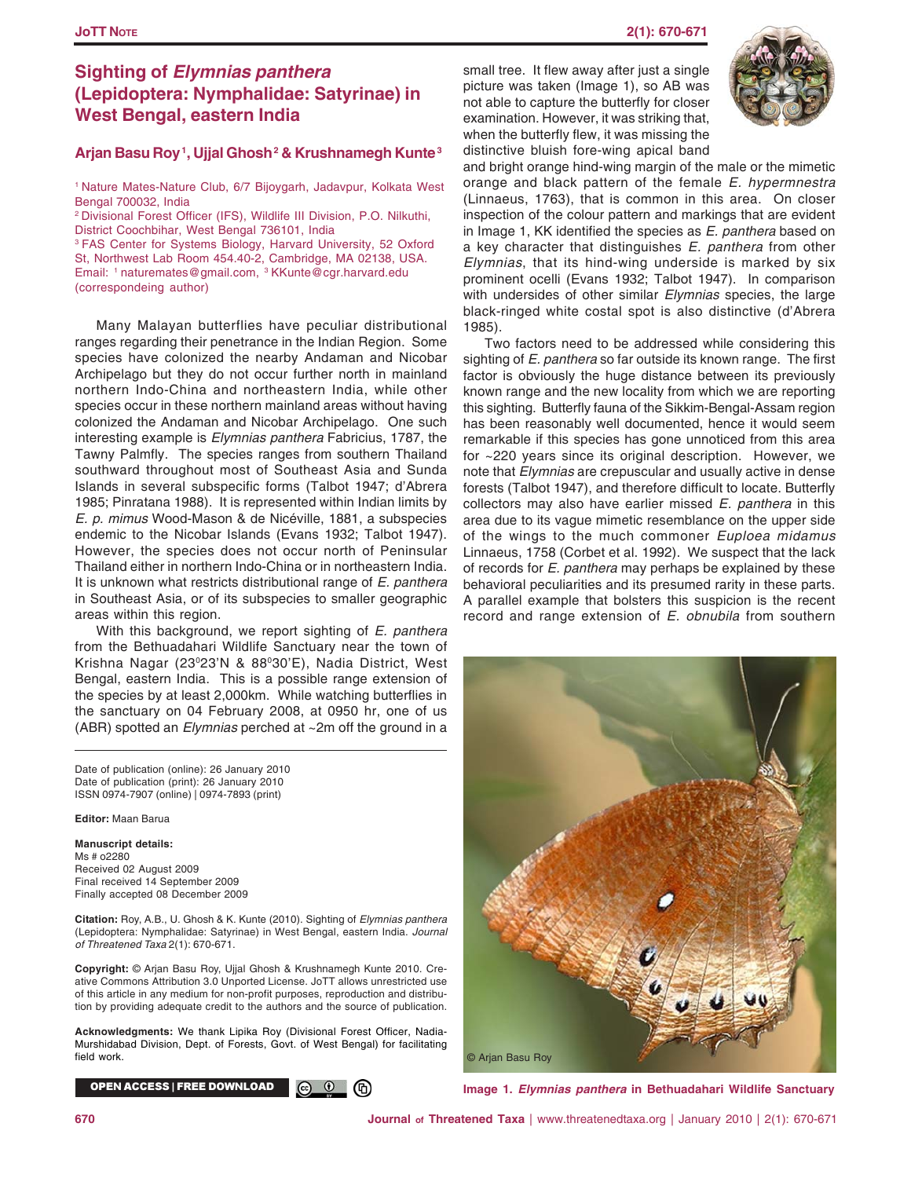# Sighting of *Elymnias panthera* (Lepidoptera: Nymphalidae: Satyrinae) in West Bengal, eastern India

**Arjan Basu Roy [1], Ujjal Ghosh [2] & Krushnamegh Kunte [3]**

[1] Nature Mates-Nature Club, 6/7 Bijoygarh, Jadavpur, Kolkata West Bengal 700032, India
[2] Divisional Forest Officer (IFS), Wildlife III Division, P.O. Nilkuthi, District Coochbihar, West Bengal 736101, India
[3] FAS Center for Systems Biology, Harvard University, 52 Oxford St, Northwest Lab Room 454.40-2, Cambridge, MA 02138, USA.
Email: [1] naturemates@gmail.com, [3] KKunte@cgr.harvard.edu (correspondeing author)

Many Malayan butterflies have peculiar distributional ranges regarding their penetrance in the Indian Region. Some species have colonized the nearby Andaman and Nicobar Archipelago but they do not occur further north in mainland northern Indo-China and northeastern India, while other species occur in these northern mainland areas without having colonized the Andaman and Nicobar Archipelago. One such interesting example is *Elymnias panthera* Fabricius, 1787, the Tawny Palmfly. The species ranges from southern Thailand southward throughout most of Southeast Asia and Sunda Islands in several subspecific forms (Talbot 1947; d'Abrera 1985; Pinratana 1988). It is represented within Indian limits by *E. p. mimus* Wood-Mason & de Nicéville, 1881, a subspecies endemic to the Nicobar Islands (Evans 1932; Talbot 1947). However, the species does not occur north of Peninsular Thailand either in northern Indo-China or in northeastern India. It is unknown what restricts distributional range of *E. panthera* in Southeast Asia, or of its subspecies to smaller geographic areas within this region.

With this background, we report sighting of *E. panthera* from the Bethuadahari Wildlife Sanctuary near the town of Krishna Nagar (23$^0$23'N & 88$^0$30'E), Nadia District, West Bengal, eastern India. This is a possible range extension of the species by at least 2,000km. While watching butterflies in the sanctuary on 04 February 2008, at 0950 hr, one of us (ABR) spotted an *Elymnias* perched at ~2m off the ground in a small tree. It flew away after just a single picture was taken (Image 1), so AB was not able to capture the butterfly for closer examination. However, it was striking that, when the butterfly flew, it was missing the distinctive bluish fore-wing apical band and bright orange hind-wing margin of the male or the mimetic orange and black pattern of the female *E. hypermnestra* (Linnaeus, 1763), that is common in this area. On closer inspection of the colour pattern and markings that are evident in Image 1, KK identified the species as *E. panthera* based on a key character that distinguishes *E. panthera* from other *Elymnias*, that its hind-wing underside is marked by six prominent ocelli (Evans 1932; Talbot 1947). In comparison with undersides of other similar *Elymnias* species, the large black-ringed white costal spot is also distinctive (d'Abrera 1985).

Two factors need to be addressed while considering this sighting of *E. panthera* so far outside its known range. The first factor is obviously the huge distance between its previously known range and the new locality from which we are reporting this sighting. Butterfly fauna of the Sikkim-Bengal-Assam region has been reasonably well documented, hence it would seem remarkable if this species has gone unnoticed from this area for ~220 years since its original description. However, we note that *Elymnias* are crepuscular and usually active in dense forests (Talbot 1947), and therefore difficult to locate. Butterfly collectors may also have earlier missed *E. panthera* in this area due to its vague mimetic resemblance on the upper side of the wings to the much commoner *Euploea midamus* Linnaeus, 1758 (Corbet et al. 1992). We suspect that the lack of records for *E. panthera* may perhaps be explained by these behavioral peculiarities and its presumed rarity in these parts. A parallel example that bolsters this suspicion is the recent record and range extension of *E. obnubila* from southern

© Arjan Basu Roy

**Image 1. *Elymnias panthera* in Bethuadahari Wildlife Sanctuary**

Date of publication (online): 26 January 2010
Date of publication (print): 26 January 2010
ISSN 0974-7907 (online) | 0974-7893 (print)

**Editor:** Maan Barua

**Manuscript details:**
Ms # o2280
Received 02 August 2009
Final received 14 September 2009
Finally accepted 08 December 2009

**Citation:** Roy, A.B., U. Ghosh & K. Kunte (2010). Sighting of *Elymnias panthera* (Lepidoptera: Nymphalidae: Satyrinae) in West Bengal, eastern India. *Journal of Threatened Taxa* 2(1): 670-671.

**Copyright:** © Arjan Basu Roy, Ujjal Ghosh & Krushnamegh Kunte 2010. Creative Commons Attribution 3.0 Unported License. JoTT allows unrestricted use of this article in any medium for non-profit purposes, reproduction and distribution by providing adequate credit to the authors and the source of publication.

**Acknowledgments:** We thank Lipika Roy (Divisional Forest Officer, Nadia-Murshidabad Division, Dept. of Forests, Govt. of West Bengal) for facilitating field work.

OPEN ACCESS | FREE DOWNLOAD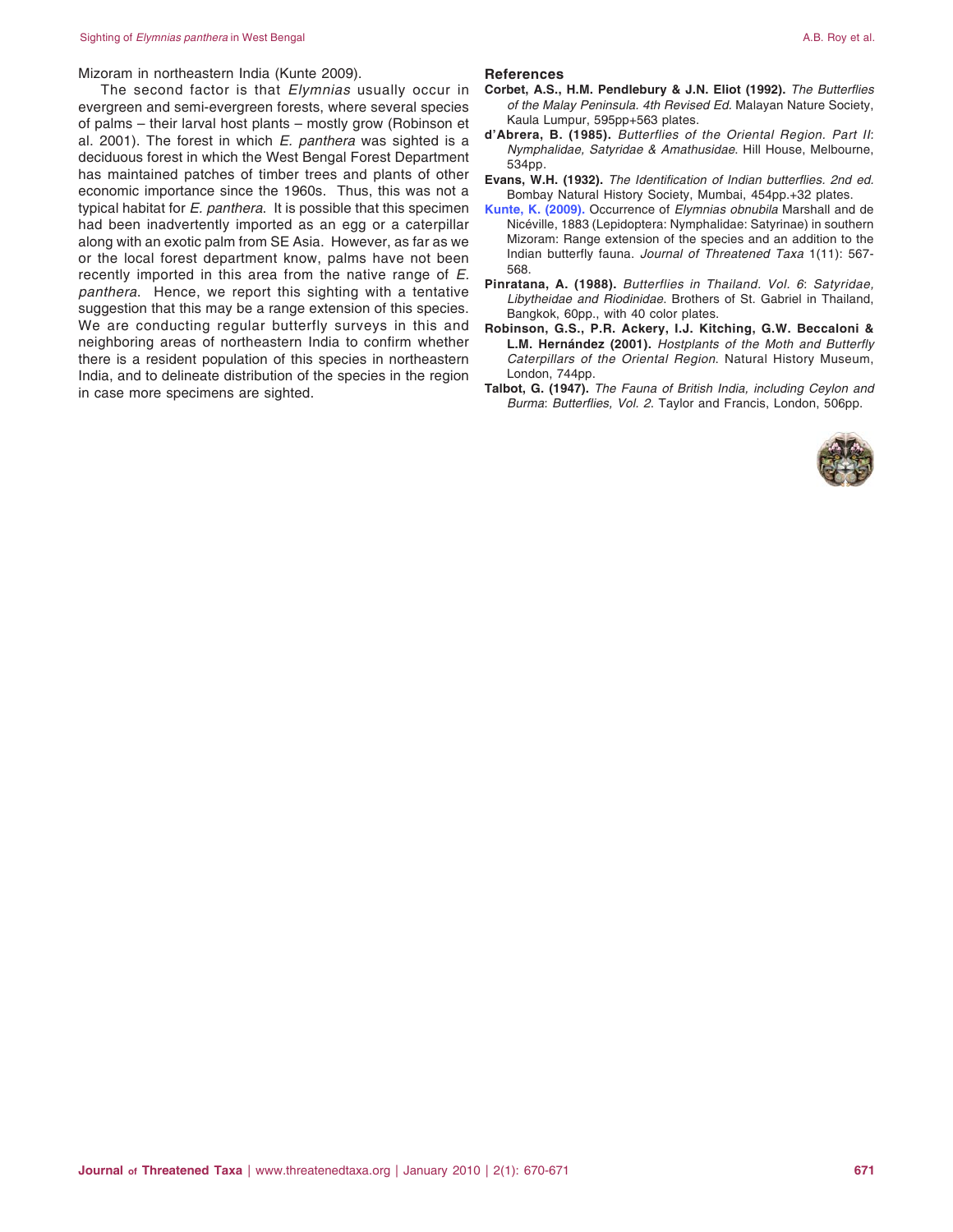Mizoram in northeastern India (Kunte 2009).

The second factor is that *Elymnias* usually occur in evergreen and semi-evergreen forests, where several species of palms – their larval host plants – mostly grow (Robinson et al. 2001). The forest in which *E. panthera* was sighted is a deciduous forest in which the West Bengal Forest Department has maintained patches of timber trees and plants of other economic importance since the 1960s. Thus, this was not a typical habitat for *E. panthera.* It is possible that this specimen had been inadvertently imported as an egg or a caterpillar along with an exotic palm from SE Asia. However, as far as we or the local forest department know, palms have not been recently imported in this area from the native range of *E. panthera*. Hence, we report this sighting with a tentative suggestion that this may be a range extension of this species. We are conducting regular butterfly surveys in this and neighboring areas of northeastern India to confirm whether there is a resident population of this species in northeastern India, and to delineate distribution of the species in the region in case more specimens are sighted.

## References

**Corbet, A.S., H.M. Pendlebury & J.N. Eliot (1992).** *The Butterflies of the Malay Peninsula. 4th Revised Ed*. Malayan Nature Society, Kaula Lumpur, 595pp+563 plates.

**d'Abrera, B. (1985).** *Butterflies of the Oriental Region. Part II: Nymphalidae, Satyridae & Amathusidae*. Hill House, Melbourne, 534pp.

**Evans, W.H. (1932).** *The Identification of Indian butterflies. 2nd ed.* Bombay Natural History Society, Mumbai, 454pp.+32 plates.

**Kunte, K. (2009).** Occurrence of *Elymnias obnubila* Marshall and de Nicéville, 1883 (Lepidoptera: Nymphalidae: Satyrinae) in southern Mizoram: Range extension of the species and an addition to the Indian butterfly fauna. *Journal of Threatened Taxa* 1(11): 567-568.

**Pinratana, A. (1988).** *Butterflies in Thailand. Vol. 6: Satyridae, Libytheidae and Riodinidae.* Brothers of St. Gabriel in Thailand, Bangkok, 60pp., with 40 color plates.

**Robinson, G.S., P.R. Ackery, I.J. Kitching, G.W. Beccaloni & L.M. Hernández (2001).** *Hostplants of the Moth and Butterfly Caterpillars of the Oriental Region*. Natural History Museum, London, 744pp.

**Talbot, G. (1947).** *The Fauna of British India, including Ceylon and Burma: Butterflies, Vol. 2*. Taylor and Francis, London, 506pp.